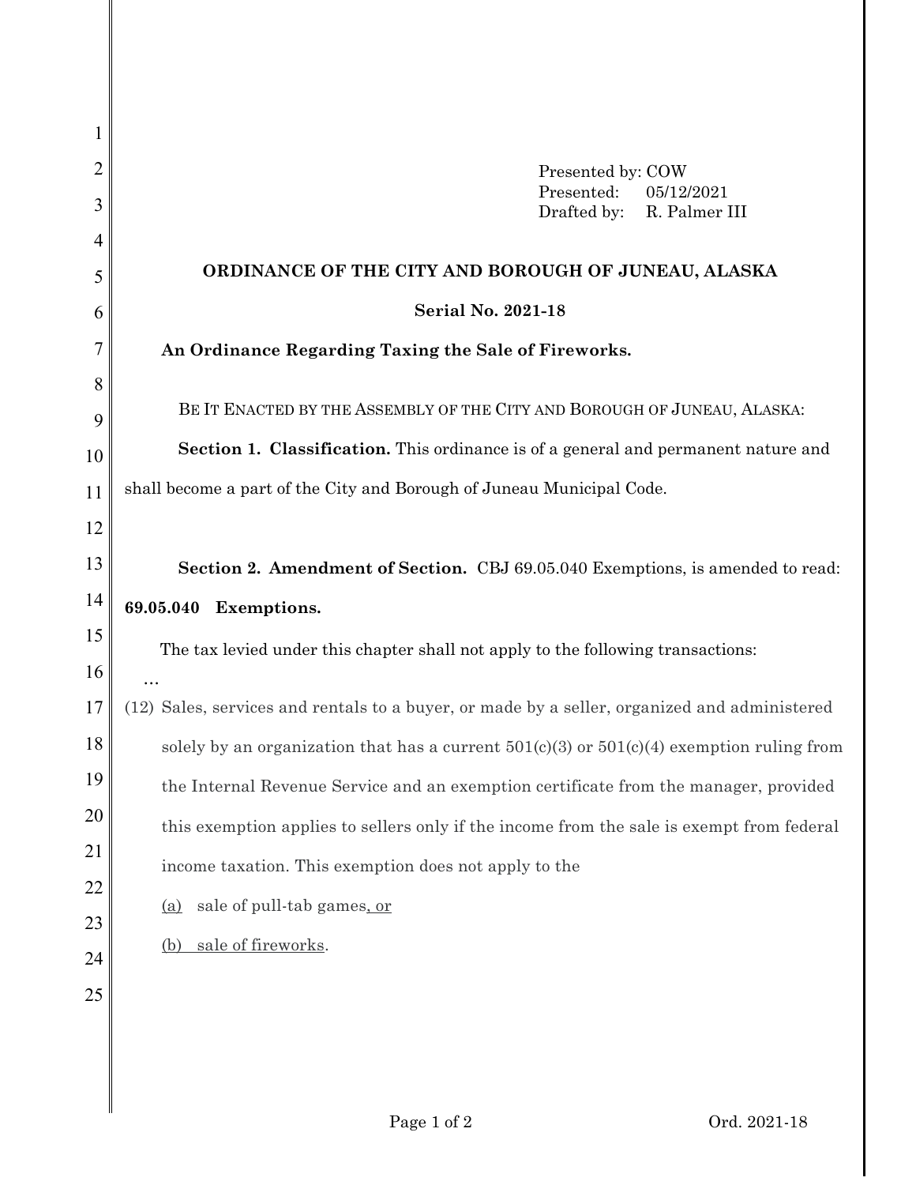Presented by: COW
Presented: 05/12/2021
Drafted by: R. Palmer III

# ORDINANCE OF THE CITY AND BOROUGH OF JUNEAU, ALASKA

**Serial No. 2021-18**

**An Ordinance Regarding Taxing the Sale of Fireworks.**

BE IT ENACTED BY THE ASSEMBLY OF THE CITY AND BOROUGH OF JUNEAU, ALASKA:

**Section 1. Classification.** This ordinance is of a general and permanent nature and shall become a part of the City and Borough of Juneau Municipal Code.

**Section 2. Amendment of Section.** CBJ 69.05.040 Exemptions, is amended to read:

**69.05.040 Exemptions.**

The tax levied under this chapter shall not apply to the following transactions:

…

(12) Sales, services and rentals to a buyer, or made by a seller, organized and administered solely by an organization that has a current 501(c)(3) or 501(c)(4) exemption ruling from the Internal Revenue Service and an exemption certificate from the manager, provided this exemption applies to sellers only if the income from the sale is exempt from federal income taxation. This exemption does not apply to the

(a) sale of pull-tab games, or

(b) sale of fireworks.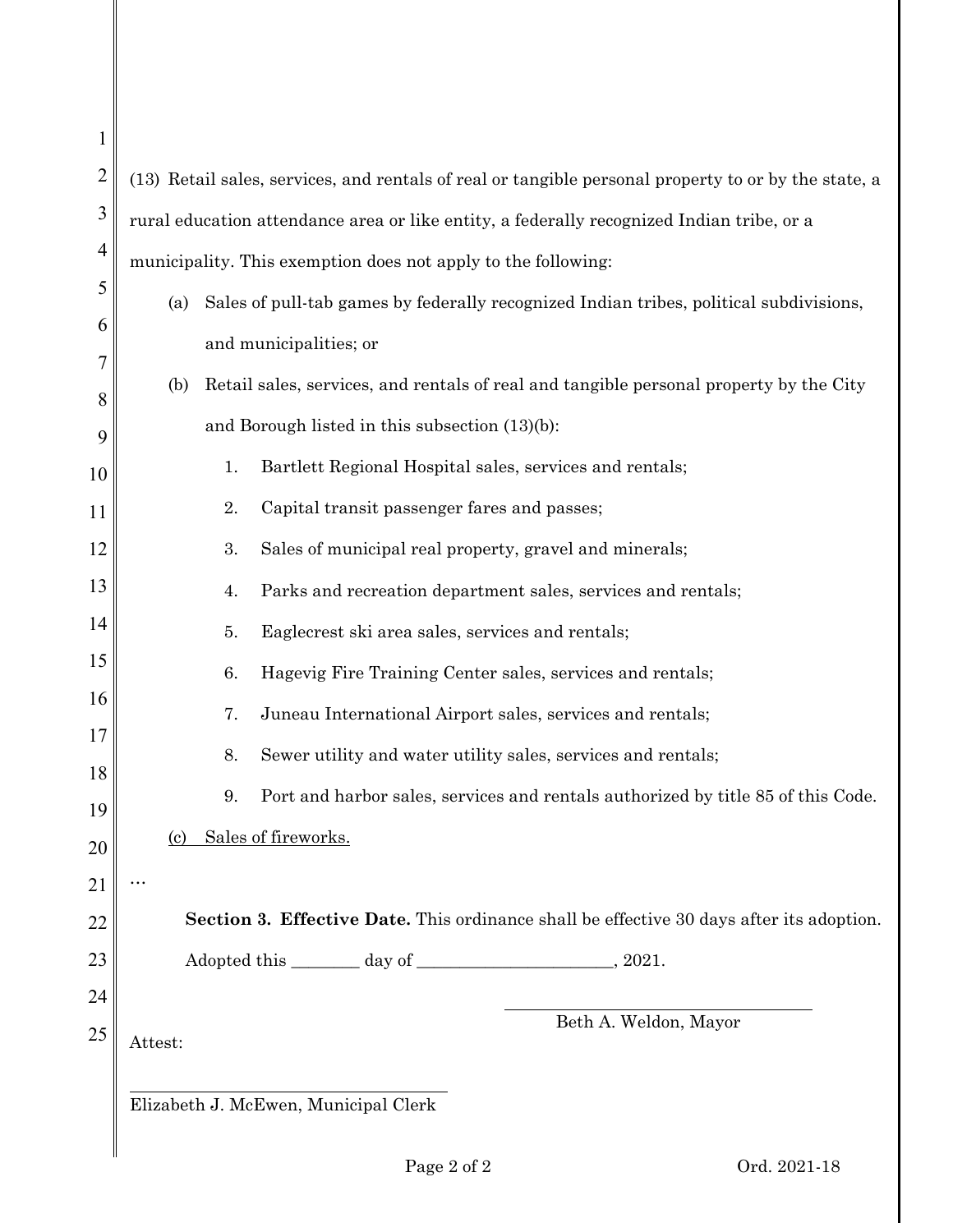(13) Retail sales, services, and rentals of real or tangible personal property to or by the state, a rural education attendance area or like entity, a federally recognized Indian tribe, or a municipality. This exemption does not apply to the following:

(a) Sales of pull-tab games by federally recognized Indian tribes, political subdivisions, and municipalities; or

(b) Retail sales, services, and rentals of real and tangible personal property by the City and Borough listed in this subsection (13)(b):

1. Bartlett Regional Hospital sales, services and rentals;
2. Capital transit passenger fares and passes;
3. Sales of municipal real property, gravel and minerals;
4. Parks and recreation department sales, services and rentals;
5. Eaglecrest ski area sales, services and rentals;
6. Hagevig Fire Training Center sales, services and rentals;
7. Juneau International Airport sales, services and rentals;
8. Sewer utility and water utility sales, services and rentals;
9. Port and harbor sales, services and rentals authorized by title 85 of this Code.

<u>(c) Sales of fireworks.</u>

…

**Section 3. Effective Date.** This ordinance shall be effective 30 days after its adoption.

Adopted this ________ day of ______________________, 2021.

______________________________
Beth A. Weldon, Mayor

Attest:

______________________________
Elizabeth J. McEwen, Municipal Clerk

Ord. 2021-18